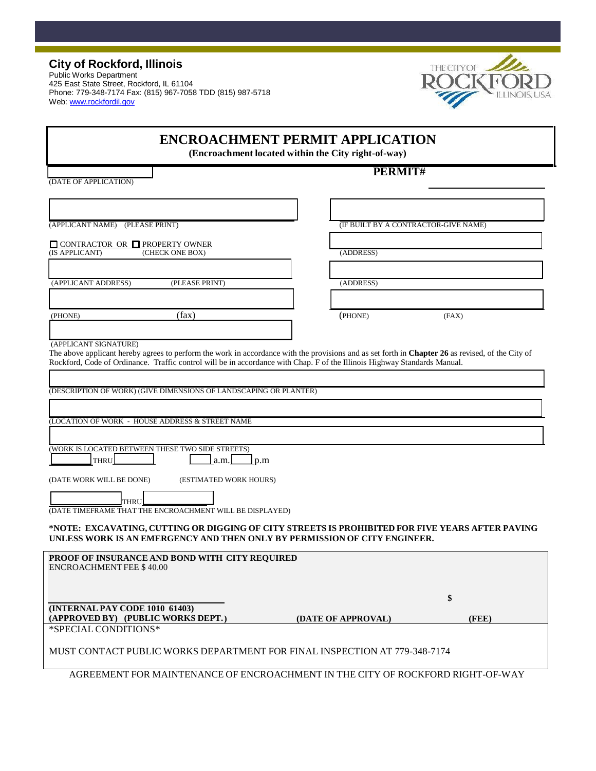**City of Rockford, Illinois**
Public Works Department
425 East State Street, Rockford, IL 61104
Phone: 779-348-7174 Fax: (815) 967-7058 TDD (815) 987-5718
Web: www.rockfordil.gov

# ENCROACHMENT PERMIT APPLICATION

**(Encroachment located within the City right-of-way)**

(DATE OF APPLICATION)

**PERMIT#**

(APPLICANT NAME) (PLEASE PRINT)

(IF BUILT BY A CONTRACTOR-GIVE NAME)

☐ CONTRACTOR OR ☐ PROPERTY OWNER
(IS APPLICANT) (CHECK ONE BOX)

(ADDRESS)

(APPLICANT ADDRESS) (PLEASE PRINT)

(ADDRESS)

(PHONE) (fax)

(PHONE) (FAX)

(APPLICANT SIGNATURE)

The above applicant hereby agrees to perform the work in accordance with the provisions and as set forth in **Chapter 26** as revised, of the City of Rockford, Code of Ordinance. Traffic control will be in accordance with Chap. F of the Illinois Highway Standards Manual.

(DESCRIPTION OF WORK) (GIVE DIMENSIONS OF LANDSCAPING OR PLANTER)

(LOCATION OF WORK - HOUSE ADDRESS & STREET NAME

(WORK IS LOCATED BETWEEN THESE TWO SIDE STREETS)

\_\_\_\_\_ THRU \_\_\_\_\_ \_\_\_\_\_ a.m. \_\_\_\_\_ p.m

(DATE WORK WILL BE DONE) (ESTIMATED WORK HOURS)

\_\_\_\_\_ THRU \_\_\_\_\_

(DATE TIMEFRAME THAT THE ENCROACHMENT WILL BE DISPLAYED)

**\*NOTE: EXCAVATING, CUTTING OR DIGGING OF CITY STREETS IS PROHIBITED FOR FIVE YEARS AFTER PAVING UNLESS WORK IS AN EMERGENCY AND THEN ONLY BY PERMISSION OF CITY ENGINEER.**

**PROOF OF INSURANCE AND BOND WITH CITY REQUIRED**
ENCROACHMENT FEE $ 40.00

**(INTERNAL PAY CODE 1010 61403)**
**(APPROVED BY) (PUBLIC WORKS DEPT.)** **(DATE OF APPROVAL)** **$ (FEE)**

\*SPECIAL CONDITIONS\*

MUST CONTACT PUBLIC WORKS DEPARTMENT FOR FINAL INSPECTION AT 779-348-7174

AGREEMENT FOR MAINTENANCE OF ENCROACHMENT IN THE CITY OF ROCKFORD RIGHT-OF-WAY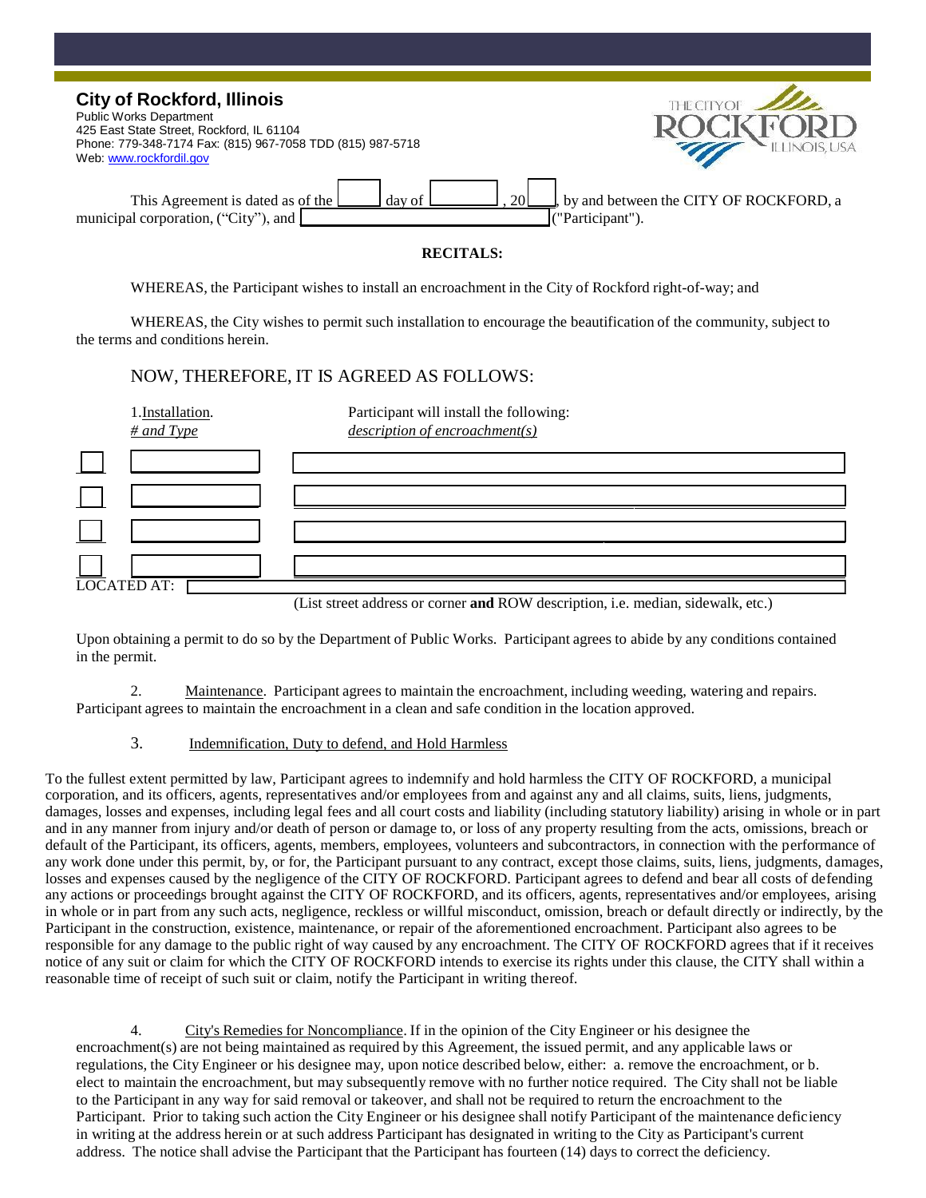## City of Rockford, Illinois

Public Works Department
425 East State Street, Rockford, IL 61104
Phone: 779-348-7174 Fax: (815) 967-7058 TDD (815) 987-5718
Web: www.rockfordil.gov

This Agreement is dated as of the ______ day of __________, 20____, by and between the CITY OF ROCKFORD, a municipal corporation, ("City"), and ______________________________ ("Participant").

**RECITALS:**

WHEREAS, the Participant wishes to install an encroachment in the City of Rockford right-of-way; and

WHEREAS, the City wishes to permit such installation to encourage the beautification of the community, subject to the terms and conditions herein.

NOW, THEREFORE, IT IS AGREED AS FOLLOWS:

| | 1. Installation. *# and Type* | Participant will install the following: *description of encroachment(s)* |
|---|---|---|
| ☐ | | |
| ☐ | | |
| ☐ | | |
| ☐ | | |

LOCATED AT: ______________________________

(List street address or corner **and** ROW description, i.e. median, sidewalk, etc.)

Upon obtaining a permit to do so by the Department of Public Works. Participant agrees to abide by any conditions contained in the permit.

2. Maintenance. Participant agrees to maintain the encroachment, including weeding, watering and repairs. Participant agrees to maintain the encroachment in a clean and safe condition in the location approved.

3. Indemnification, Duty to defend, and Hold Harmless

To the fullest extent permitted by law, Participant agrees to indemnify and hold harmless the CITY OF ROCKFORD, a municipal corporation, and its officers, agents, representatives and/or employees from and against any and all claims, suits, liens, judgments, damages, losses and expenses, including legal fees and all court costs and liability (including statutory liability) arising in whole or in part and in any manner from injury and/or death of person or damage to, or loss of any property resulting from the acts, omissions, breach or default of the Participant, its officers, agents, members, employees, volunteers and subcontractors, in connection with the performance of any work done under this permit, by, or for, the Participant pursuant to any contract, except those claims, suits, liens, judgments, damages, losses and expenses caused by the negligence of the CITY OF ROCKFORD. Participant agrees to defend and bear all costs of defending any actions or proceedings brought against the CITY OF ROCKFORD, and its officers, agents, representatives and/or employees, arising in whole or in part from any such acts, negligence, reckless or willful misconduct, omission, breach or default directly or indirectly, by the Participant in the construction, existence, maintenance, or repair of the aforementioned encroachment. Participant also agrees to be responsible for any damage to the public right of way caused by any encroachment. The CITY OF ROCKFORD agrees that if it receives notice of any suit or claim for which the CITY OF ROCKFORD intends to exercise its rights under this clause, the CITY shall within a reasonable time of receipt of such suit or claim, notify the Participant in writing thereof.

4. City's Remedies for Noncompliance. If in the opinion of the City Engineer or his designee the encroachment(s) are not being maintained as required by this Agreement, the issued permit, and any applicable laws or regulations, the City Engineer or his designee may, upon notice described below, either: a. remove the encroachment, or b. elect to maintain the encroachment, but may subsequently remove with no further notice required. The City shall not be liable to the Participant in any way for said removal or takeover, and shall not be required to return the encroachment to the Participant. Prior to taking such action the City Engineer or his designee shall notify Participant of the maintenance deficiency in writing at the address herein or at such address Participant has designated in writing to the City as Participant's current address. The notice shall advise the Participant that the Participant has fourteen (14) days to correct the deficiency.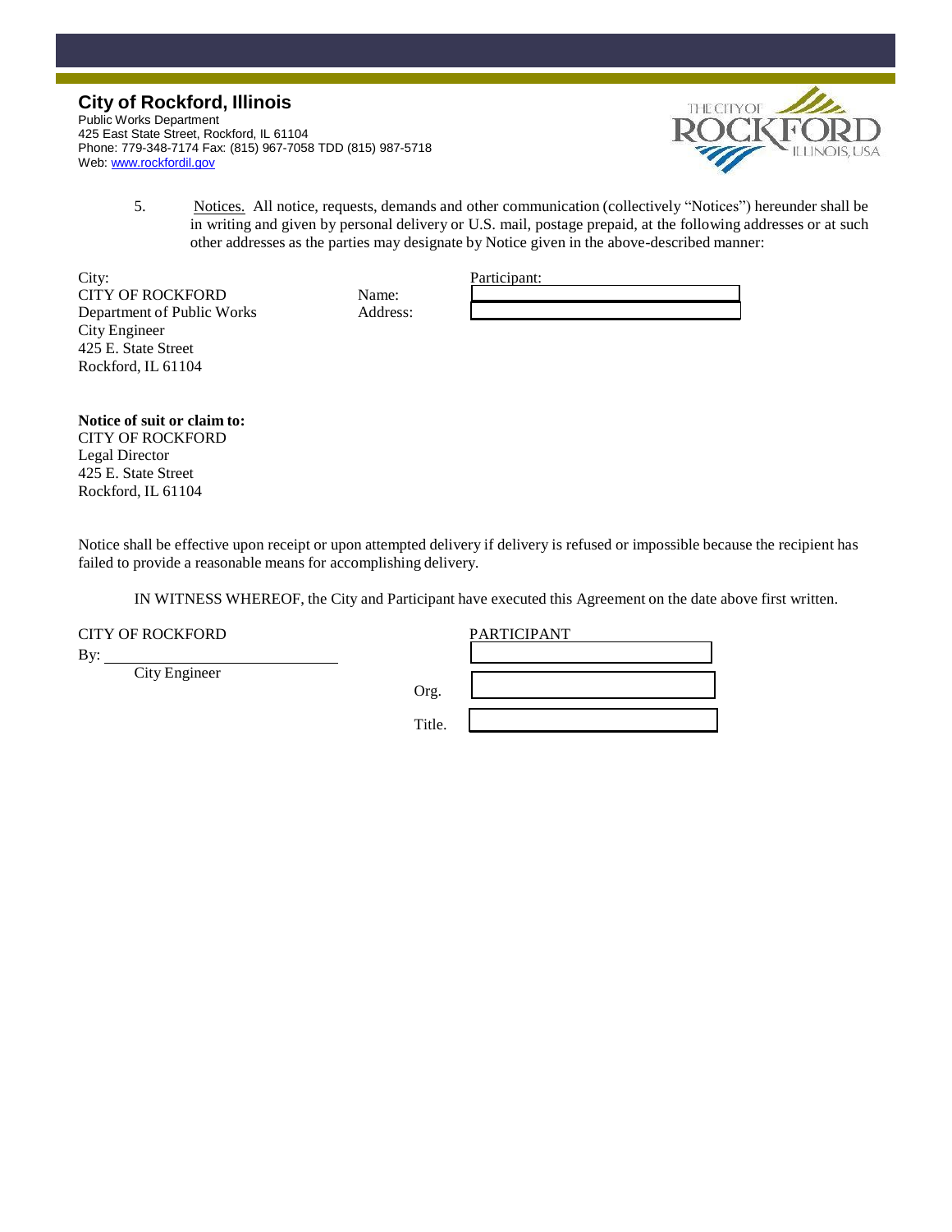**City of Rockford, Illinois**
Public Works Department
425 East State Street, Rockford, IL 61104
Phone: 779-348-7174 Fax: (815) 967-7058 TDD (815) 987-5718
Web: www.rockfordil.gov

5. Notices. All notice, requests, demands and other communication (collectively "Notices") hereunder shall be in writing and given by personal delivery or U.S. mail, postage prepaid, at the following addresses or at such other addresses as the parties may designate by Notice given in the above-described manner:

City:
CITY OF ROCKFORD
Department of Public Works
City Engineer
425 E. State Street
Rockford, IL 61104

Participant:
Name: \_\_\_\_\_\_\_\_\_\_\_\_\_\_\_\_\_\_\_\_
Address: \_\_\_\_\_\_\_\_\_\_\_\_\_\_\_\_\_\_\_\_

**Notice of suit or claim to:**
CITY OF ROCKFORD
Legal Director
425 E. State Street
Rockford, IL 61104

Notice shall be effective upon receipt or upon attempted delivery if delivery is refused or impossible because the recipient has failed to provide a reasonable means for accomplishing delivery.

IN WITNESS WHEREOF, the City and Participant have executed this Agreement on the date above first written.

CITY OF ROCKFORD
By: \_\_\_\_\_\_\_\_\_\_\_\_\_\_\_\_\_\_\_\_
City Engineer

PARTICIPANT
\_\_\_\_\_\_\_\_\_\_\_\_\_\_\_\_\_\_\_\_
Org. \_\_\_\_\_\_\_\_\_\_\_\_\_\_\_\_\_\_\_\_
Title. \_\_\_\_\_\_\_\_\_\_\_\_\_\_\_\_\_\_\_\_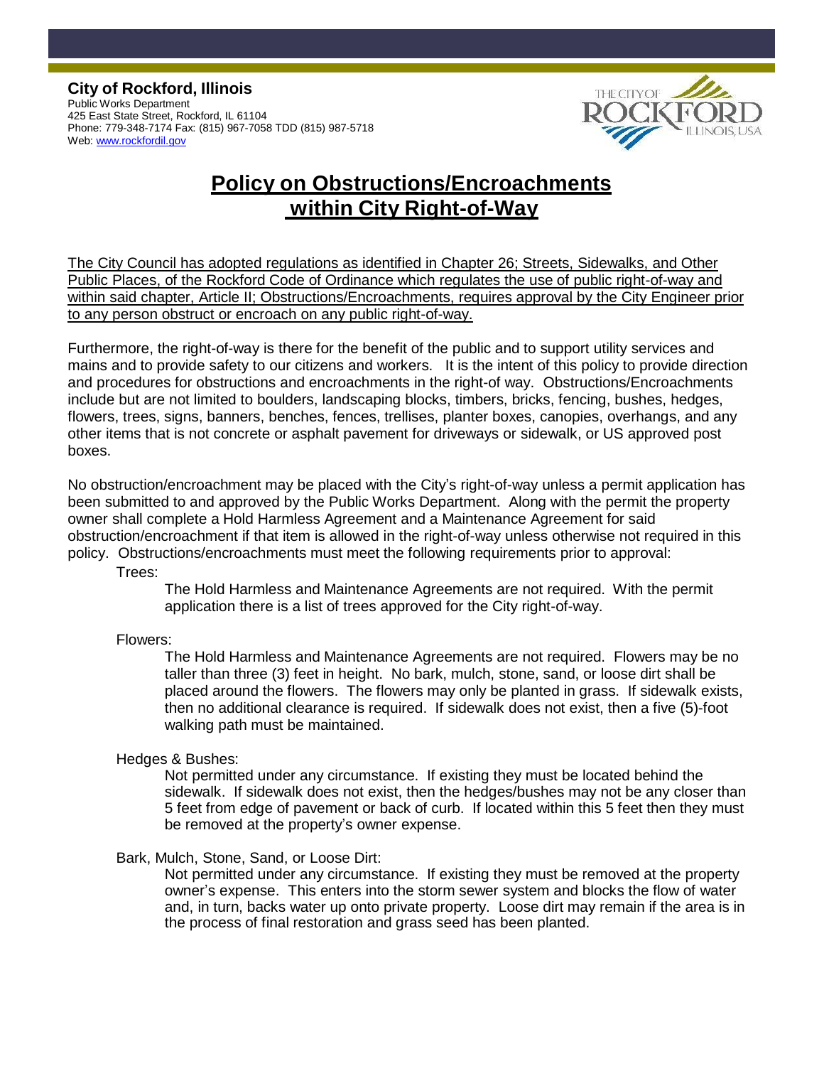**City of Rockford, Illinois**
Public Works Department
425 East State Street, Rockford, IL 61104
Phone: 779-348-7174 Fax: (815) 967-7058 TDD (815) 987-5718
Web: www.rockfordil.gov

# Policy on Obstructions/Encroachments within City Right-of-Way

The City Council has adopted regulations as identified in Chapter 26; Streets, Sidewalks, and Other Public Places, of the Rockford Code of Ordinance which regulates the use of public right-of-way and within said chapter, Article II; Obstructions/Encroachments, requires approval by the City Engineer prior to any person obstruct or encroach on any public right-of-way.

Furthermore, the right-of-way is there for the benefit of the public and to support utility services and mains and to provide safety to our citizens and workers. It is the intent of this policy to provide direction and procedures for obstructions and encroachments in the right-of way. Obstructions/Encroachments include but are not limited to boulders, landscaping blocks, timbers, bricks, fencing, bushes, hedges, flowers, trees, signs, banners, benches, fences, trellises, planter boxes, canopies, overhangs, and any other items that is not concrete or asphalt pavement for driveways or sidewalk, or US approved post boxes.

No obstruction/encroachment may be placed with the City's right-of-way unless a permit application has been submitted to and approved by the Public Works Department. Along with the permit the property owner shall complete a Hold Harmless Agreement and a Maintenance Agreement for said obstruction/encroachment if that item is allowed in the right-of-way unless otherwise not required in this policy. Obstructions/encroachments must meet the following requirements prior to approval:

Trees:

The Hold Harmless and Maintenance Agreements are not required. With the permit application there is a list of trees approved for the City right-of-way.

Flowers:

The Hold Harmless and Maintenance Agreements are not required. Flowers may be no taller than three (3) feet in height. No bark, mulch, stone, sand, or loose dirt shall be placed around the flowers. The flowers may only be planted in grass. If sidewalk exists, then no additional clearance is required. If sidewalk does not exist, then a five (5)-foot walking path must be maintained.

Hedges & Bushes:

Not permitted under any circumstance. If existing they must be located behind the sidewalk. If sidewalk does not exist, then the hedges/bushes may not be any closer than 5 feet from edge of pavement or back of curb. If located within this 5 feet then they must be removed at the property's owner expense.

Bark, Mulch, Stone, Sand, or Loose Dirt:

Not permitted under any circumstance. If existing they must be removed at the property owner's expense. This enters into the storm sewer system and blocks the flow of water and, in turn, backs water up onto private property. Loose dirt may remain if the area is in the process of final restoration and grass seed has been planted.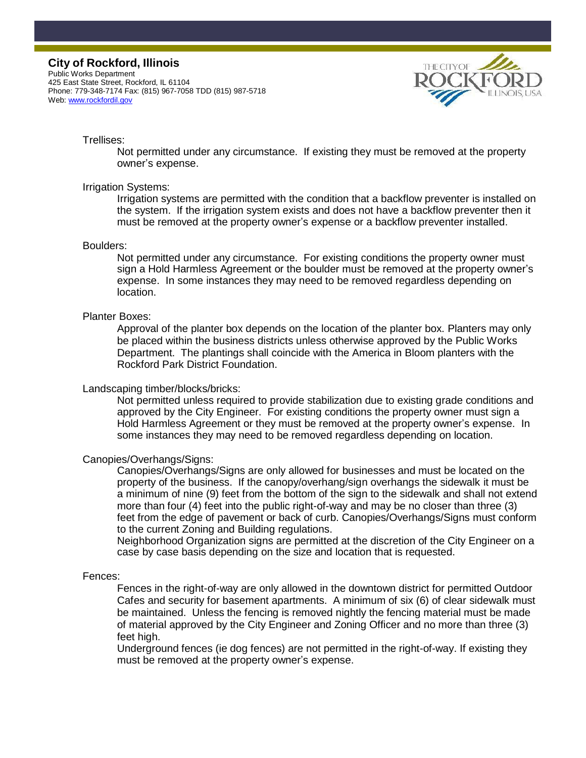Trellises:

Not permitted under any circumstance. If existing they must be removed at the property owner's expense.

Irrigation Systems:

Irrigation systems are permitted with the condition that a backflow preventer is installed on the system. If the irrigation system exists and does not have a backflow preventer then it must be removed at the property owner's expense or a backflow preventer installed.

Boulders:

Not permitted under any circumstance. For existing conditions the property owner must sign a Hold Harmless Agreement or the boulder must be removed at the property owner's expense. In some instances they may need to be removed regardless depending on location.

Planter Boxes:

Approval of the planter box depends on the location of the planter box. Planters may only be placed within the business districts unless otherwise approved by the Public Works Department. The plantings shall coincide with the America in Bloom planters with the Rockford Park District Foundation.

Landscaping timber/blocks/bricks:

Not permitted unless required to provide stabilization due to existing grade conditions and approved by the City Engineer. For existing conditions the property owner must sign a Hold Harmless Agreement or they must be removed at the property owner's expense. In some instances they may need to be removed regardless depending on location.

Canopies/Overhangs/Signs:

Canopies/Overhangs/Signs are only allowed for businesses and must be located on the property of the business. If the canopy/overhang/sign overhangs the sidewalk it must be a minimum of nine (9) feet from the bottom of the sign to the sidewalk and shall not extend more than four (4) feet into the public right-of-way and may be no closer than three (3) feet from the edge of pavement or back of curb. Canopies/Overhangs/Signs must conform to the current Zoning and Building regulations.

Neighborhood Organization signs are permitted at the discretion of the City Engineer on a case by case basis depending on the size and location that is requested.

Fences:

Fences in the right-of-way are only allowed in the downtown district for permitted Outdoor Cafes and security for basement apartments. A minimum of six (6) of clear sidewalk must be maintained. Unless the fencing is removed nightly the fencing material must be made of material approved by the City Engineer and Zoning Officer and no more than three (3) feet high.

Underground fences (ie dog fences) are not permitted in the right-of-way. If existing they must be removed at the property owner's expense.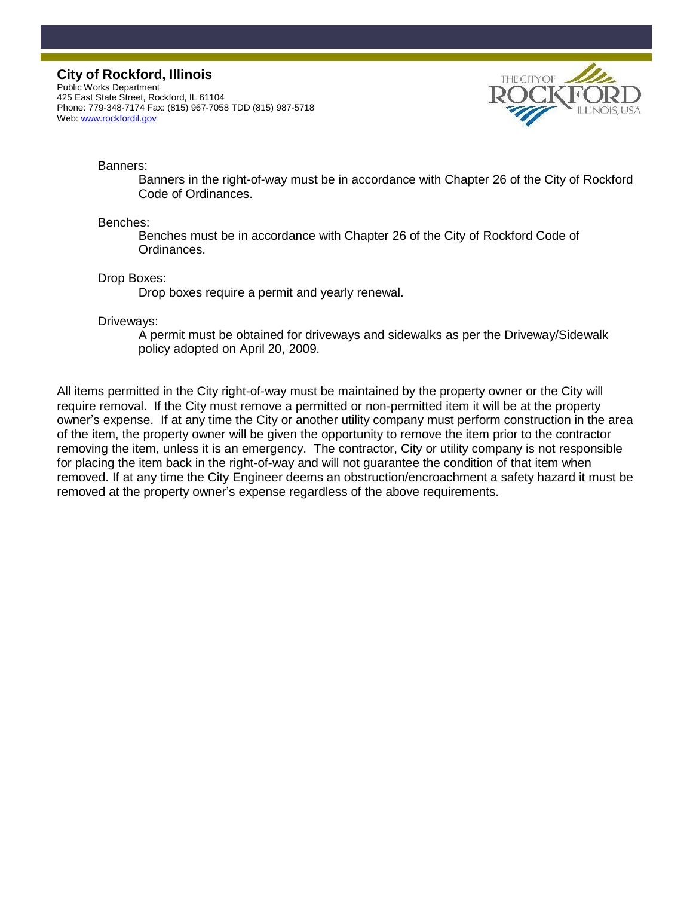**City of Rockford, Illinois**
Public Works Department
425 East State Street, Rockford, IL 61104
Phone: 779-348-7174 Fax: (815) 967-7058 TDD (815) 987-5718
Web: www.rockfordil.gov

Banners:

Banners in the right-of-way must be in accordance with Chapter 26 of the City of Rockford Code of Ordinances.

Benches:

Benches must be in accordance with Chapter 26 of the City of Rockford Code of Ordinances.

Drop Boxes:

Drop boxes require a permit and yearly renewal.

Driveways:

A permit must be obtained for driveways and sidewalks as per the Driveway/Sidewalk policy adopted on April 20, 2009.

All items permitted in the City right-of-way must be maintained by the property owner or the City will require removal. If the City must remove a permitted or non-permitted item it will be at the property owner's expense. If at any time the City or another utility company must perform construction in the area of the item, the property owner will be given the opportunity to remove the item prior to the contractor removing the item, unless it is an emergency. The contractor, City or utility company is not responsible for placing the item back in the right-of-way and will not guarantee the condition of that item when removed. If at any time the City Engineer deems an obstruction/encroachment a safety hazard it must be removed at the property owner's expense regardless of the above requirements.